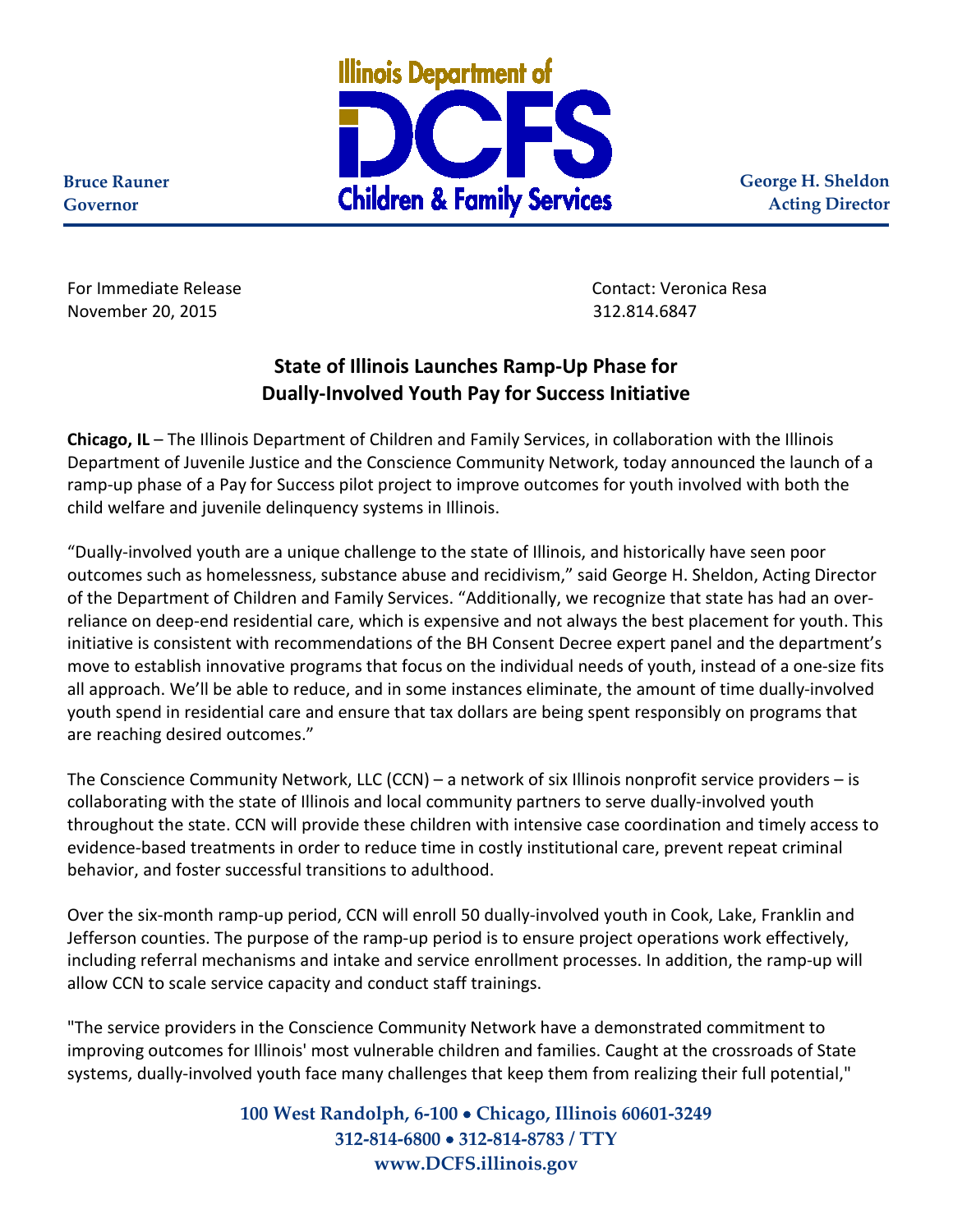Illinois Department of DCFS Children & Family Services

**Bruce Rauner**
**Governor**

**George H. Sheldon**
**Acting Director**

For Immediate Release
November 20, 2015

Contact: Veronica Resa
312.814.6847

## State of Illinois Launches Ramp-Up Phase for Dually-Involved Youth Pay for Success Initiative

**Chicago, IL** – The Illinois Department of Children and Family Services, in collaboration with the Illinois Department of Juvenile Justice and the Conscience Community Network, today announced the launch of a ramp-up phase of a Pay for Success pilot project to improve outcomes for youth involved with both the child welfare and juvenile delinquency systems in Illinois.

"Dually-involved youth are a unique challenge to the state of Illinois, and historically have seen poor outcomes such as homelessness, substance abuse and recidivism," said George H. Sheldon, Acting Director of the Department of Children and Family Services. "Additionally, we recognize that state has had an over-reliance on deep-end residential care, which is expensive and not always the best placement for youth. This initiative is consistent with recommendations of the BH Consent Decree expert panel and the department's move to establish innovative programs that focus on the individual needs of youth, instead of a one-size fits all approach. We'll be able to reduce, and in some instances eliminate, the amount of time dually-involved youth spend in residential care and ensure that tax dollars are being spent responsibly on programs that are reaching desired outcomes."

The Conscience Community Network, LLC (CCN) – a network of six Illinois nonprofit service providers – is collaborating with the state of Illinois and local community partners to serve dually-involved youth throughout the state. CCN will provide these children with intensive case coordination and timely access to evidence-based treatments in order to reduce time in costly institutional care, prevent repeat criminal behavior, and foster successful transitions to adulthood.

Over the six-month ramp-up period, CCN will enroll 50 dually-involved youth in Cook, Lake, Franklin and Jefferson counties. The purpose of the ramp-up period is to ensure project operations work effectively, including referral mechanisms and intake and service enrollment processes. In addition, the ramp-up will allow CCN to scale service capacity and conduct staff trainings.

"The service providers in the Conscience Community Network have a demonstrated commitment to improving outcomes for Illinois' most vulnerable children and families. Caught at the crossroads of State systems, dually-involved youth face many challenges that keep them from realizing their full potential,"

**100 West Randolph, 6-100 • Chicago, Illinois 60601-3249**
**312-814-6800 • 312-814-8783 / TTY**
**www.DCFS.illinois.gov**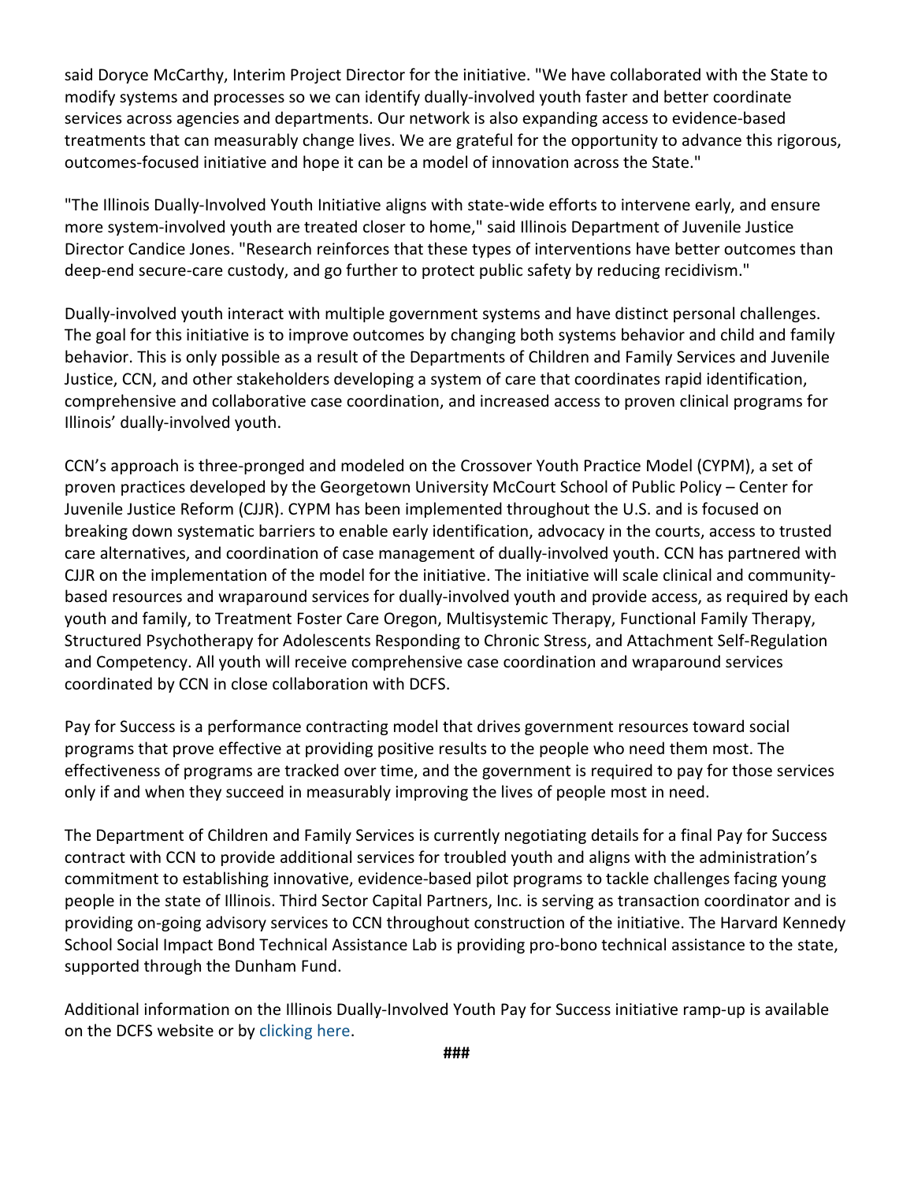said Doryce McCarthy, Interim Project Director for the initiative. "We have collaborated with the State to modify systems and processes so we can identify dually-involved youth faster and better coordinate services across agencies and departments. Our network is also expanding access to evidence-based treatments that can measurably change lives. We are grateful for the opportunity to advance this rigorous, outcomes-focused initiative and hope it can be a model of innovation across the State."

"The Illinois Dually-Involved Youth Initiative aligns with state-wide efforts to intervene early, and ensure more system-involved youth are treated closer to home," said Illinois Department of Juvenile Justice Director Candice Jones. "Research reinforces that these types of interventions have better outcomes than deep-end secure-care custody, and go further to protect public safety by reducing recidivism."

Dually-involved youth interact with multiple government systems and have distinct personal challenges. The goal for this initiative is to improve outcomes by changing both systems behavior and child and family behavior. This is only possible as a result of the Departments of Children and Family Services and Juvenile Justice, CCN, and other stakeholders developing a system of care that coordinates rapid identification, comprehensive and collaborative case coordination, and increased access to proven clinical programs for Illinois' dually-involved youth.

CCN's approach is three-pronged and modeled on the Crossover Youth Practice Model (CYPM), a set of proven practices developed by the Georgetown University McCourt School of Public Policy – Center for Juvenile Justice Reform (CJJR). CYPM has been implemented throughout the U.S. and is focused on breaking down systematic barriers to enable early identification, advocacy in the courts, access to trusted care alternatives, and coordination of case management of dually-involved youth. CCN has partnered with CJJR on the implementation of the model for the initiative. The initiative will scale clinical and community-based resources and wraparound services for dually-involved youth and provide access, as required by each youth and family, to Treatment Foster Care Oregon, Multisystemic Therapy, Functional Family Therapy, Structured Psychotherapy for Adolescents Responding to Chronic Stress, and Attachment Self-Regulation and Competency. All youth will receive comprehensive case coordination and wraparound services coordinated by CCN in close collaboration with DCFS.

Pay for Success is a performance contracting model that drives government resources toward social programs that prove effective at providing positive results to the people who need them most. The effectiveness of programs are tracked over time, and the government is required to pay for those services only if and when they succeed in measurably improving the lives of people most in need.

The Department of Children and Family Services is currently negotiating details for a final Pay for Success contract with CCN to provide additional services for troubled youth and aligns with the administration's commitment to establishing innovative, evidence-based pilot programs to tackle challenges facing young people in the state of Illinois. Third Sector Capital Partners, Inc. is serving as transaction coordinator and is providing on-going advisory services to CCN throughout construction of the initiative. The Harvard Kennedy School Social Impact Bond Technical Assistance Lab is providing pro-bono technical assistance to the state, supported through the Dunham Fund.

Additional information on the Illinois Dually-Involved Youth Pay for Success initiative ramp-up is available on the DCFS website or by clicking here.

**###**